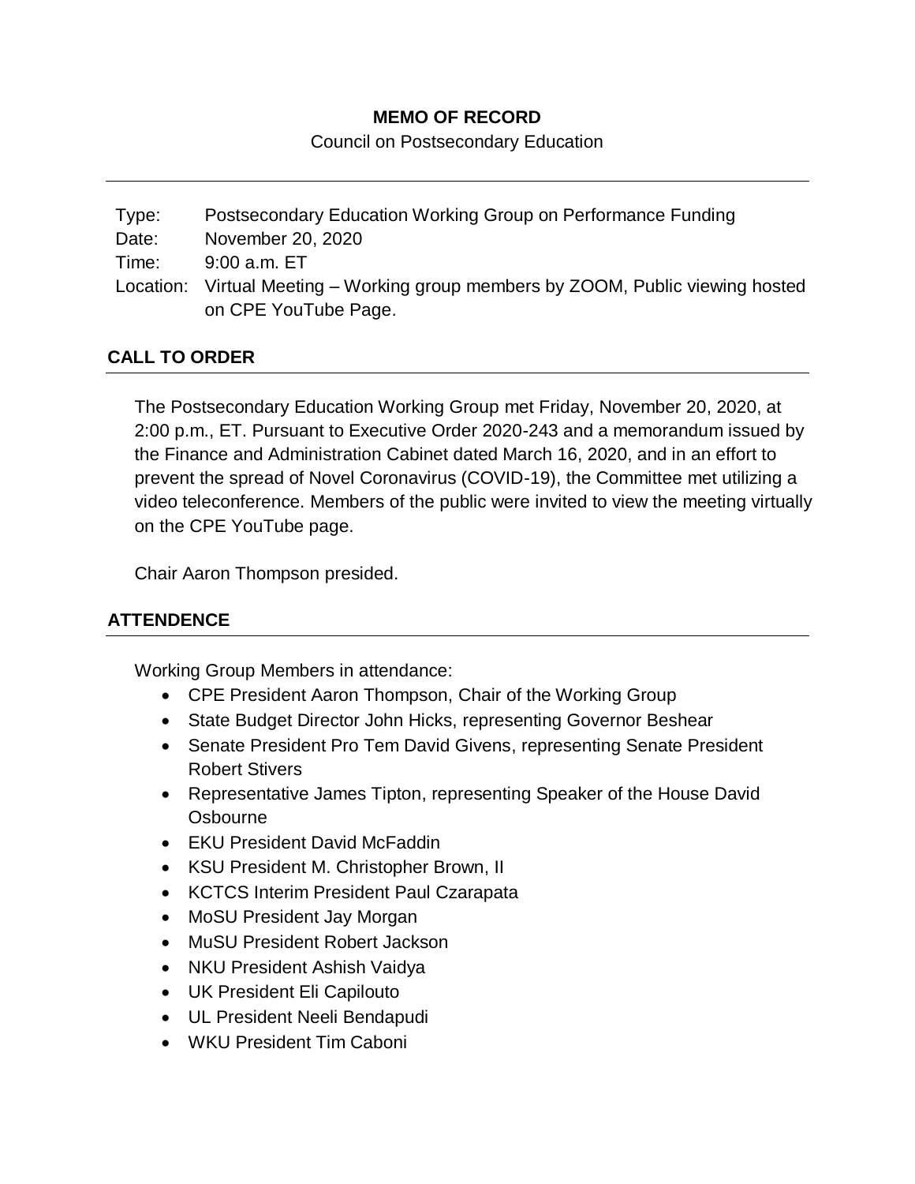# MEMO OF RECORD

Council on Postsecondary Education

| | |
|---|---|
| Type: | Postsecondary Education Working Group on Performance Funding |
| Date: | November 20, 2020 |
| Time: | 9:00 a.m. ET |
| Location: | Virtual Meeting – Working group members by ZOOM, Public viewing hosted on CPE YouTube Page. |

## CALL TO ORDER

The Postsecondary Education Working Group met Friday, November 20, 2020, at 2:00 p.m., ET. Pursuant to Executive Order 2020-243 and a memorandum issued by the Finance and Administration Cabinet dated March 16, 2020, and in an effort to prevent the spread of Novel Coronavirus (COVID-19), the Committee met utilizing a video teleconference. Members of the public were invited to view the meeting virtually on the CPE YouTube page.

Chair Aaron Thompson presided.

## ATTENDENCE

Working Group Members in attendance:

- CPE President Aaron Thompson, Chair of the Working Group
- State Budget Director John Hicks, representing Governor Beshear
- Senate President Pro Tem David Givens, representing Senate President Robert Stivers
- Representative James Tipton, representing Speaker of the House David Osbourne
- EKU President David McFaddin
- KSU President M. Christopher Brown, II
- KCTCS Interim President Paul Czarapata
- MoSU President Jay Morgan
- MuSU President Robert Jackson
- NKU President Ashish Vaidya
- UK President Eli Capilouto
- UL President Neeli Bendapudi
- WKU President Tim Caboni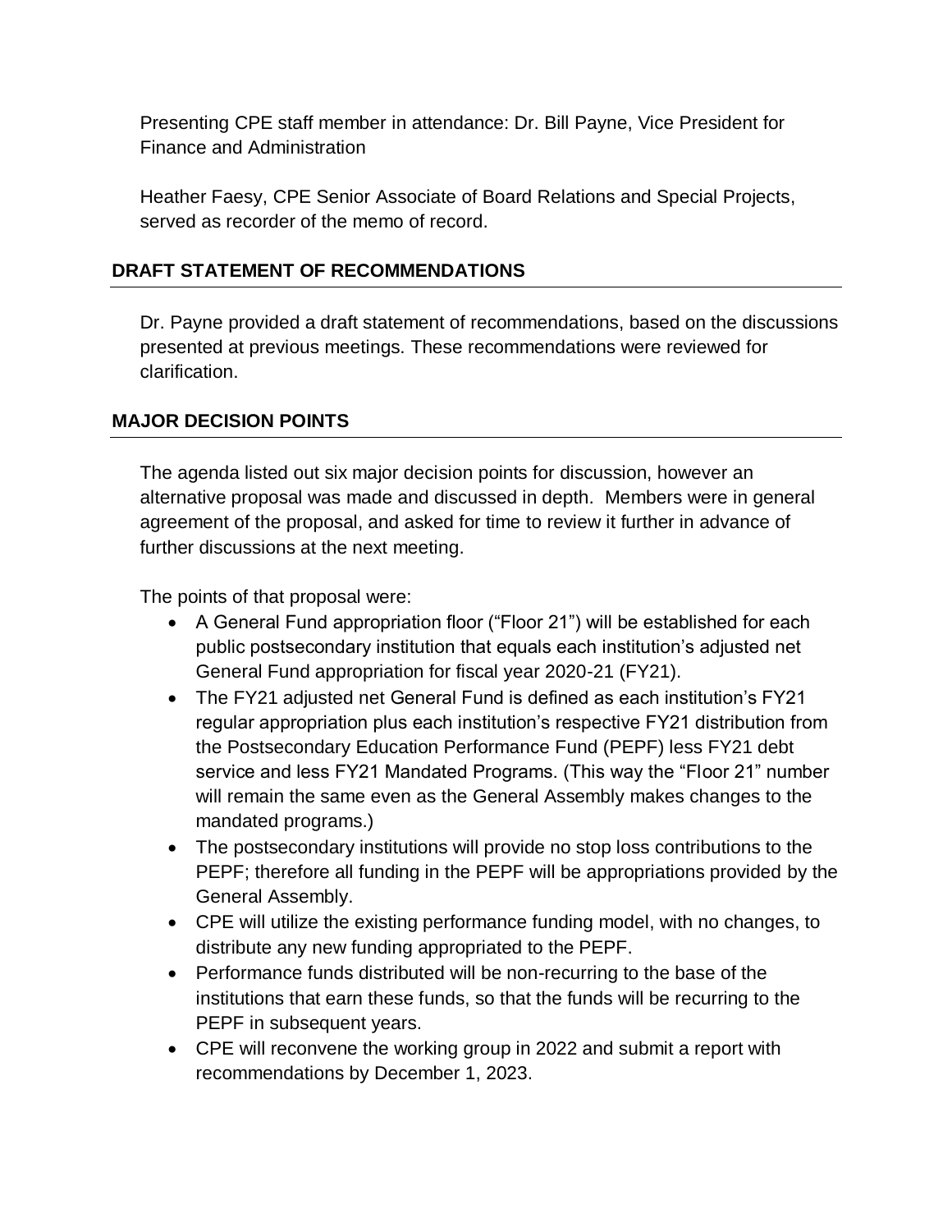Presenting CPE staff member in attendance: Dr. Bill Payne, Vice President for Finance and Administration

Heather Faesy, CPE Senior Associate of Board Relations and Special Projects, served as recorder of the memo of record.

## DRAFT STATEMENT OF RECOMMENDATIONS

Dr. Payne provided a draft statement of recommendations, based on the discussions presented at previous meetings. These recommendations were reviewed for clarification.

## MAJOR DECISION POINTS

The agenda listed out six major decision points for discussion, however an alternative proposal was made and discussed in depth. Members were in general agreement of the proposal, and asked for time to review it further in advance of further discussions at the next meeting.

The points of that proposal were:

- A General Fund appropriation floor ("Floor 21") will be established for each public postsecondary institution that equals each institution's adjusted net General Fund appropriation for fiscal year 2020-21 (FY21).
- The FY21 adjusted net General Fund is defined as each institution's FY21 regular appropriation plus each institution's respective FY21 distribution from the Postsecondary Education Performance Fund (PEPF) less FY21 debt service and less FY21 Mandated Programs. (This way the "Floor 21" number will remain the same even as the General Assembly makes changes to the mandated programs.)
- The postsecondary institutions will provide no stop loss contributions to the PEPF; therefore all funding in the PEPF will be appropriations provided by the General Assembly.
- CPE will utilize the existing performance funding model, with no changes, to distribute any new funding appropriated to the PEPF.
- Performance funds distributed will be non-recurring to the base of the institutions that earn these funds, so that the funds will be recurring to the PEPF in subsequent years.
- CPE will reconvene the working group in 2022 and submit a report with recommendations by December 1, 2023.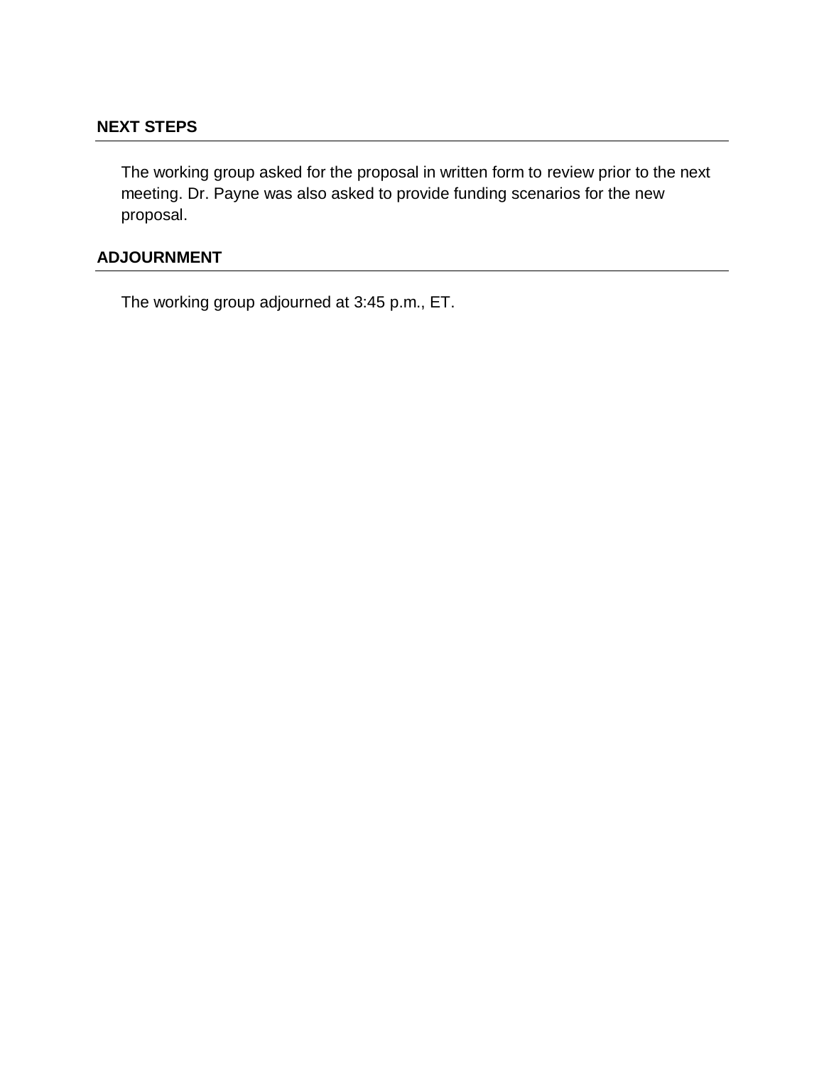## NEXT STEPS

The working group asked for the proposal in written form to review prior to the next meeting. Dr. Payne was also asked to provide funding scenarios for the new proposal.

## ADJOURNMENT

The working group adjourned at 3:45 p.m., ET.